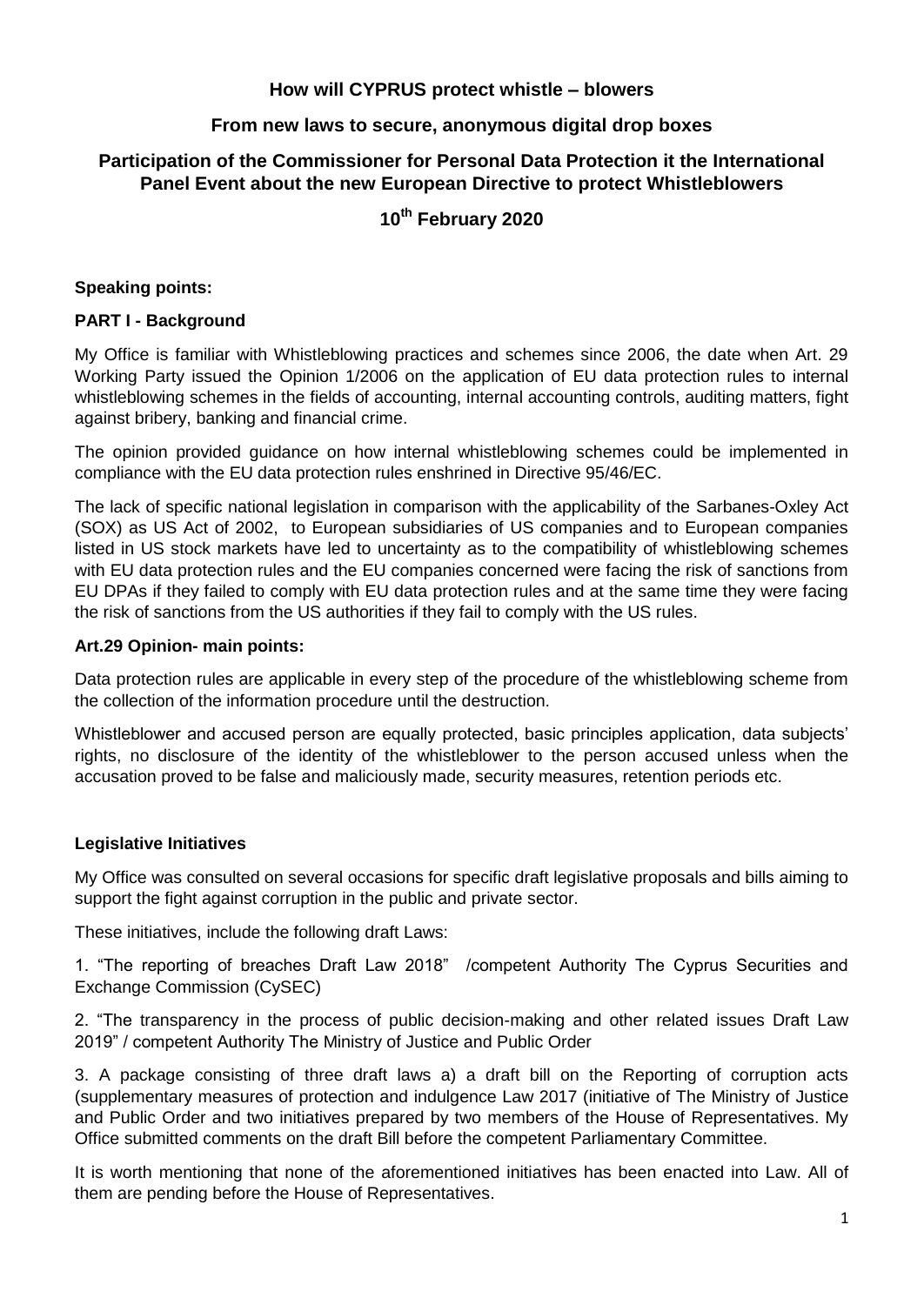# How will CYPRUS protect whistle – blowers

## From new laws to secure, anonymous digital drop boxes

## Participation of the Commissioner for Personal Data Protection it the International Panel Event about the new European Directive to protect Whistleblowers

## 10th February 2020

**Speaking points:**

**PART I - Background**

My Office is familiar with Whistleblowing practices and schemes since 2006, the date when Art. 29 Working Party issued the Opinion 1/2006 on the application of EU data protection rules to internal whistleblowing schemes in the fields of accounting, internal accounting controls, auditing matters, fight against bribery, banking and financial crime.

The opinion provided guidance on how internal whistleblowing schemes could be implemented in compliance with the EU data protection rules enshrined in Directive 95/46/EC.

The lack of specific national legislation in comparison with the applicability of the Sarbanes-Oxley Act (SOX) as US Act of 2002, to European subsidiaries of US companies and to European companies listed in US stock markets have led to uncertainty as to the compatibility of whistleblowing schemes with EU data protection rules and the EU companies concerned were facing the risk of sanctions from EU DPAs if they failed to comply with EU data protection rules and at the same time they were facing the risk of sanctions from the US authorities if they fail to comply with the US rules.

**Art.29 Opinion- main points:**

Data protection rules are applicable in every step of the procedure of the whistleblowing scheme from the collection of the information procedure until the destruction.

Whistleblower and accused person are equally protected, basic principles application, data subjects' rights, no disclosure of the identity of the whistleblower to the person accused unless when the accusation proved to be false and maliciously made, security measures, retention periods etc.

**Legislative Initiatives**

My Office was consulted on several occasions for specific draft legislative proposals and bills aiming to support the fight against corruption in the public and private sector.

These initiatives, include the following draft Laws:

1. "The reporting of breaches Draft Law 2018" /competent Authority The Cyprus Securities and Exchange Commission (CySEC)

2. "The transparency in the process of public decision-making and other related issues Draft Law 2019" / competent Authority The Ministry of Justice and Public Order

3. A package consisting of three draft laws a) a draft bill on the Reporting of corruption acts (supplementary measures of protection and indulgence Law 2017 (initiative of The Ministry of Justice and Public Order and two initiatives prepared by two members of the House of Representatives. My Office submitted comments on the draft Bill before the competent Parliamentary Committee.

It is worth mentioning that none of the aforementioned initiatives has been enacted into Law. All of them are pending before the House of Representatives.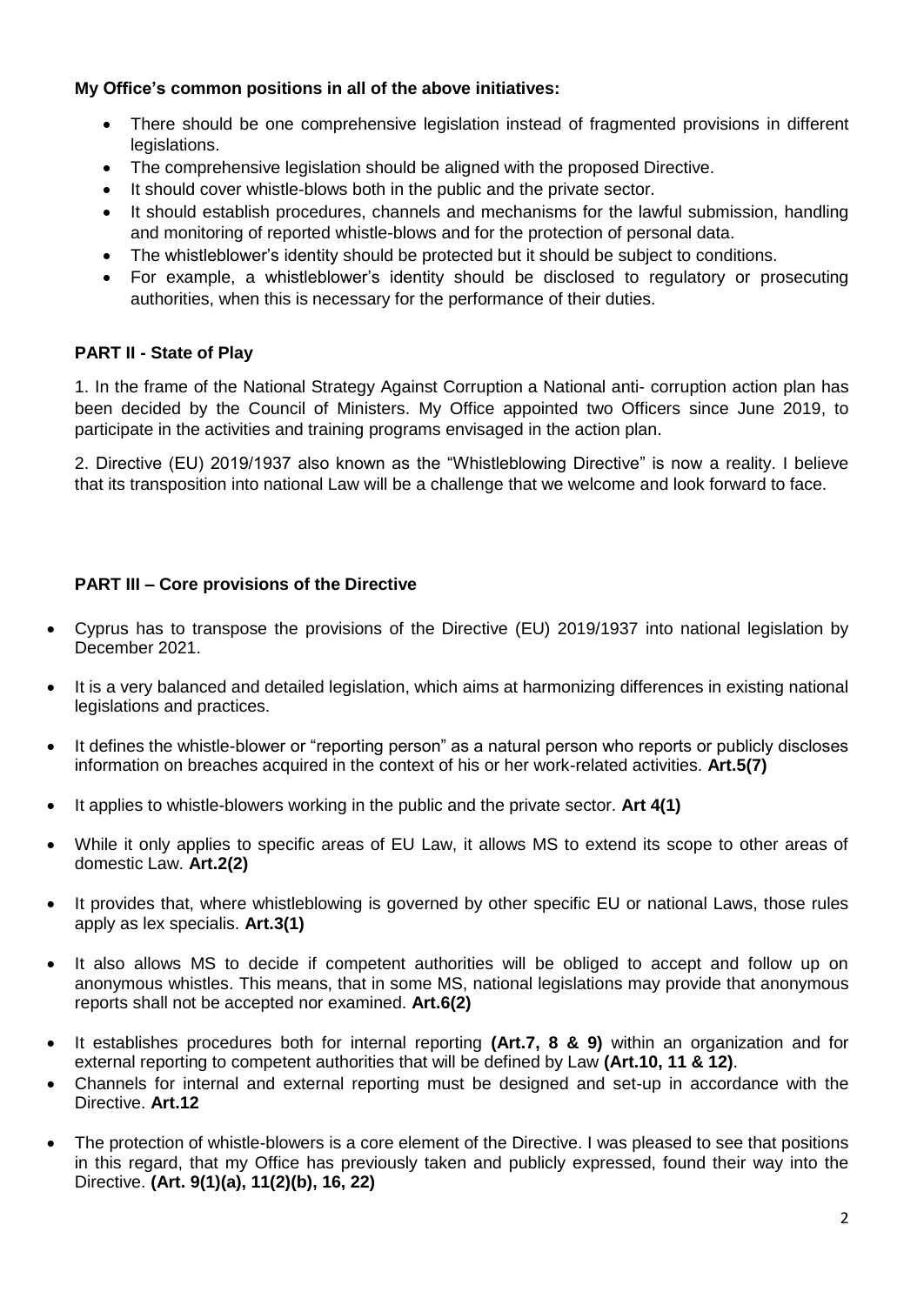**My Office's common positions in all of the above initiatives:**

- There should be one comprehensive legislation instead of fragmented provisions in different legislations.
- The comprehensive legislation should be aligned with the proposed Directive.
- It should cover whistle-blows both in the public and the private sector.
- It should establish procedures, channels and mechanisms for the lawful submission, handling and monitoring of reported whistle-blows and for the protection of personal data.
- The whistleblower's identity should be protected but it should be subject to conditions.
- For example, a whistleblower's identity should be disclosed to regulatory or prosecuting authorities, when this is necessary for the performance of their duties.

**PART II - State of Play**

1. In the frame of the National Strategy Against Corruption a National anti- corruption action plan has been decided by the Council of Ministers. My Office appointed two Officers since June 2019, to participate in the activities and training programs envisaged in the action plan.

2. Directive (EU) 2019/1937 also known as the "Whistleblowing Directive" is now a reality. I believe that its transposition into national Law will be a challenge that we welcome and look forward to face.

**PART III – Core provisions of the Directive**

- Cyprus has to transpose the provisions of the Directive (EU) 2019/1937 into national legislation by December 2021.
- It is a very balanced and detailed legislation, which aims at harmonizing differences in existing national legislations and practices.
- It defines the whistle-blower or "reporting person" as a natural person who reports or publicly discloses information on breaches acquired in the context of his or her work-related activities. **Art.5(7)**
- It applies to whistle-blowers working in the public and the private sector. **Art 4(1)**
- While it only applies to specific areas of EU Law, it allows MS to extend its scope to other areas of domestic Law. **Art.2(2)**
- It provides that, where whistleblowing is governed by other specific EU or national Laws, those rules apply as lex specialis. **Art.3(1)**
- It also allows MS to decide if competent authorities will be obliged to accept and follow up on anonymous whistles. This means, that in some MS, national legislations may provide that anonymous reports shall not be accepted nor examined. **Art.6(2)**
- It establishes procedures both for internal reporting **(Art.7, 8 & 9)** within an organization and for external reporting to competent authorities that will be defined by Law **(Art.10, 11 & 12)**.
- Channels for internal and external reporting must be designed and set-up in accordance with the Directive. **Art.12**
- The protection of whistle-blowers is a core element of the Directive. I was pleased to see that positions in this regard, that my Office has previously taken and publicly expressed, found their way into the Directive. **(Art. 9(1)(a), 11(2)(b), 16, 22)**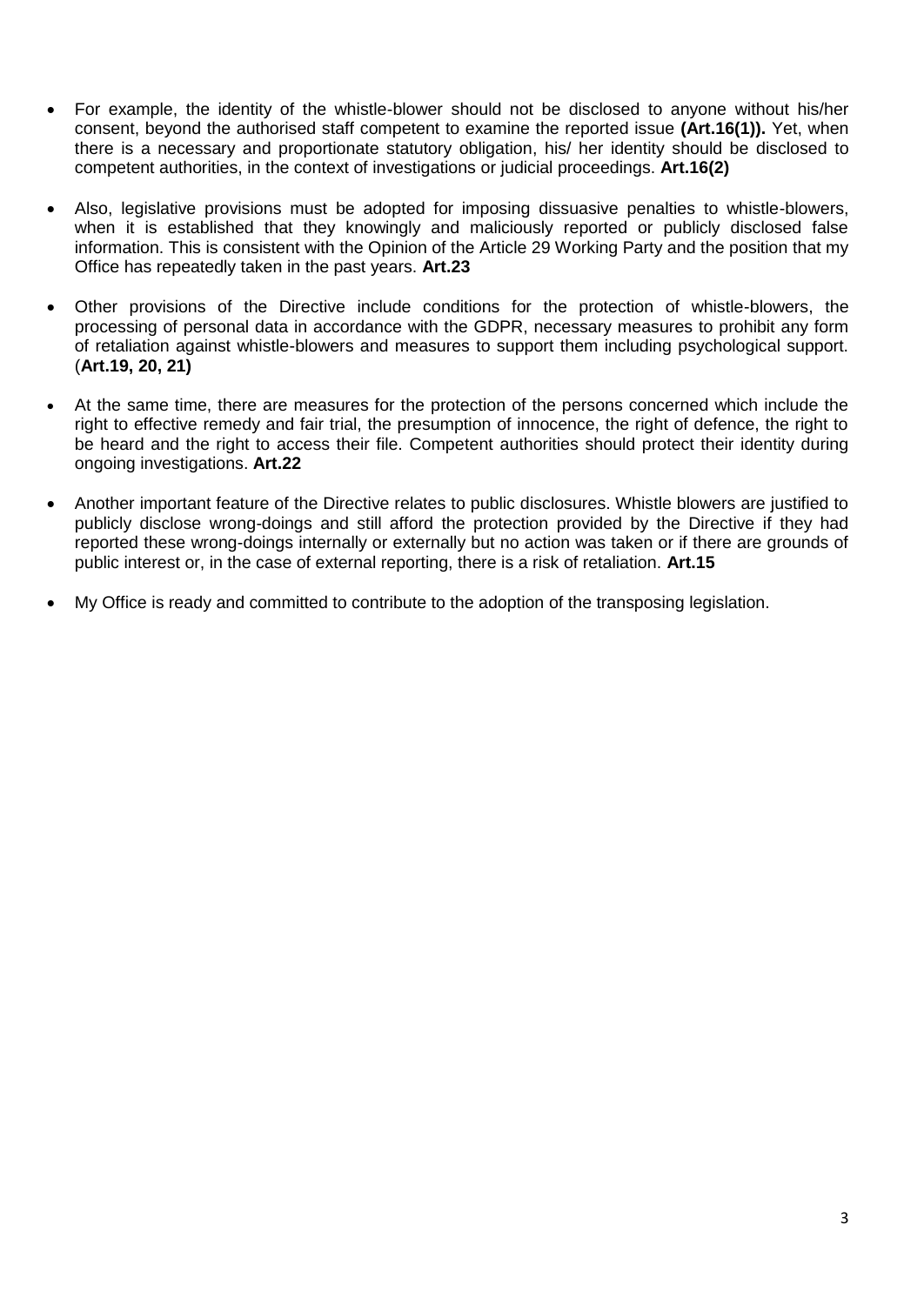- For example, the identity of the whistle-blower should not be disclosed to anyone without his/her consent, beyond the authorised staff competent to examine the reported issue **(Art.16(1)).** Yet, when there is a necessary and proportionate statutory obligation, his/ her identity should be disclosed to competent authorities, in the context of investigations or judicial proceedings. **Art.16(2)**

- Also, legislative provisions must be adopted for imposing dissuasive penalties to whistle-blowers, when it is established that they knowingly and maliciously reported or publicly disclosed false information. This is consistent with the Opinion of the Article 29 Working Party and the position that my Office has repeatedly taken in the past years. **Art.23**

- Other provisions of the Directive include conditions for the protection of whistle-blowers, the processing of personal data in accordance with the GDPR, necessary measures to prohibit any form of retaliation against whistle-blowers and measures to support them including psychological support. (**Art.19, 20, 21)**

- At the same time, there are measures for the protection of the persons concerned which include the right to effective remedy and fair trial, the presumption of innocence, the right of defence, the right to be heard and the right to access their file. Competent authorities should protect their identity during ongoing investigations. **Art.22**

- Another important feature of the Directive relates to public disclosures. Whistle blowers are justified to publicly disclose wrong-doings and still afford the protection provided by the Directive if they had reported these wrong-doings internally or externally but no action was taken or if there are grounds of public interest or, in the case of external reporting, there is a risk of retaliation. **Art.15**

- My Office is ready and committed to contribute to the adoption of the transposing legislation.